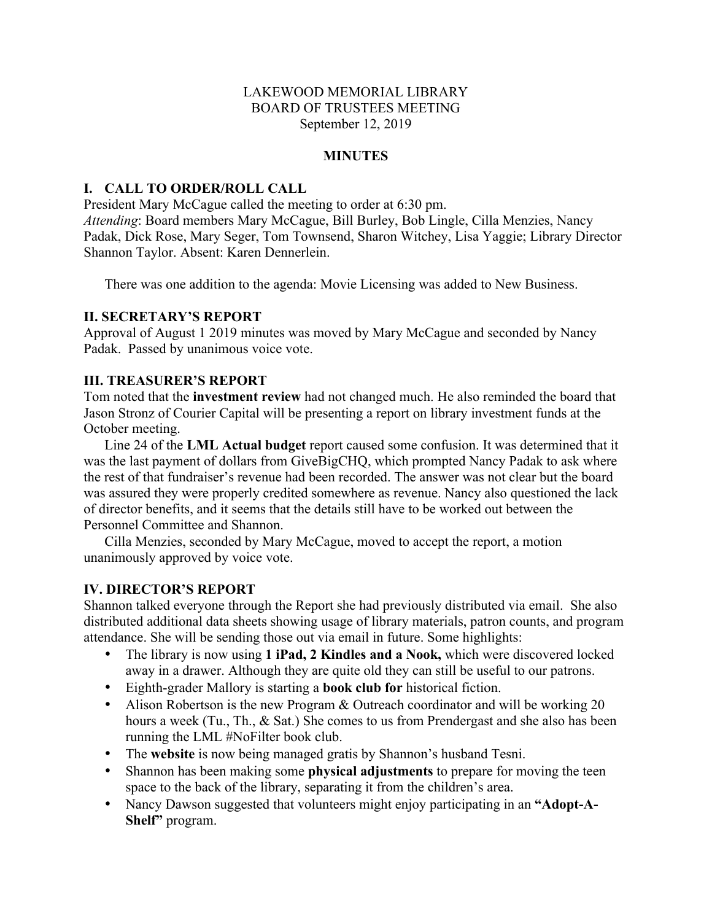LAKEWOOD MEMORIAL LIBRARY
BOARD OF TRUSTEES MEETING
September 12, 2019

**MINUTES**

## I. CALL TO ORDER/ROLL CALL

President Mary McCague called the meeting to order at 6:30 pm.
*Attending*: Board members Mary McCague, Bill Burley, Bob Lingle, Cilla Menzies, Nancy Padak, Dick Rose, Mary Seger, Tom Townsend, Sharon Witchey, Lisa Yaggie; Library Director Shannon Taylor. Absent: Karen Dennerlein.

There was one addition to the agenda: Movie Licensing was added to New Business.

## II. SECRETARY'S REPORT

Approval of August 1 2019 minutes was moved by Mary McCague and seconded by Nancy Padak. Passed by unanimous voice vote.

## III. TREASURER'S REPORT

Tom noted that the **investment review** had not changed much. He also reminded the board that Jason Stronz of Courier Capital will be presenting a report on library investment funds at the October meeting.

Line 24 of the **LML Actual budget** report caused some confusion. It was determined that it was the last payment of dollars from GiveBigCHQ, which prompted Nancy Padak to ask where the rest of that fundraiser's revenue had been recorded. The answer was not clear but the board was assured they were properly credited somewhere as revenue. Nancy also questioned the lack of director benefits, and it seems that the details still have to be worked out between the Personnel Committee and Shannon.

Cilla Menzies, seconded by Mary McCague, moved to accept the report, a motion unanimously approved by voice vote.

## IV. DIRECTOR'S REPORT

Shannon talked everyone through the Report she had previously distributed via email. She also distributed additional data sheets showing usage of library materials, patron counts, and program attendance. She will be sending those out via email in future. Some highlights:

- The library is now using **1 iPad, 2 Kindles and a Nook,** which were discovered locked away in a drawer. Although they are quite old they can still be useful to our patrons.
- Eighth-grader Mallory is starting a **book club for** historical fiction.
- Alison Robertson is the new Program & Outreach coordinator and will be working 20 hours a week (Tu., Th., & Sat.) She comes to us from Prendergast and she also has been running the LML #NoFilter book club.
- The **website** is now being managed gratis by Shannon's husband Tesni.
- Shannon has been making some **physical adjustments** to prepare for moving the teen space to the back of the library, separating it from the children's area.
- Nancy Dawson suggested that volunteers might enjoy participating in an **"Adopt-A-Shelf"** program.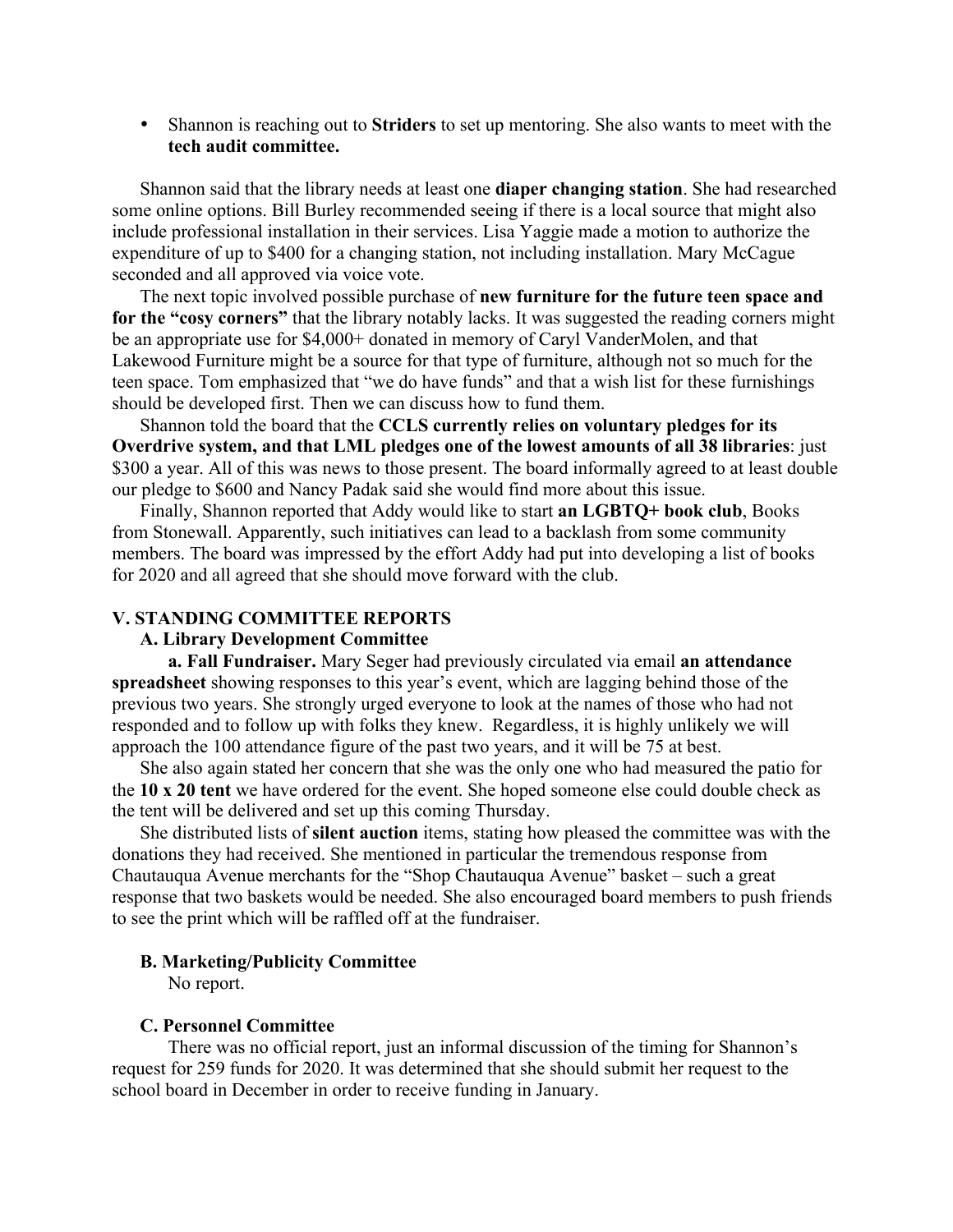- Shannon is reaching out to **Striders** to set up mentoring. She also wants to meet with the **tech audit committee.**

Shannon said that the library needs at least one **diaper changing station**. She had researched some online options. Bill Burley recommended seeing if there is a local source that might also include professional installation in their services. Lisa Yaggie made a motion to authorize the expenditure of up to $400 for a changing station, not including installation. Mary McCague seconded and all approved via voice vote.

The next topic involved possible purchase of **new furniture for the future teen space and for the "cosy corners"** that the library notably lacks. It was suggested the reading corners might be an appropriate use for $4,000+ donated in memory of Caryl VanderMolen, and that Lakewood Furniture might be a source for that type of furniture, although not so much for the teen space. Tom emphasized that "we do have funds" and that a wish list for these furnishings should be developed first. Then we can discuss how to fund them.

Shannon told the board that the **CCLS currently relies on voluntary pledges for its Overdrive system, and that LML pledges one of the lowest amounts of all 38 libraries**: just $300 a year. All of this was news to those present. The board informally agreed to at least double our pledge to $600 and Nancy Padak said she would find more about this issue.

Finally, Shannon reported that Addy would like to start **an LGBTQ+ book club**, Books from Stonewall. Apparently, such initiatives can lead to a backlash from some community members. The board was impressed by the effort Addy had put into developing a list of books for 2020 and all agreed that she should move forward with the club.

**V. STANDING COMMITTEE REPORTS**

**A. Library Development Committee**

**a. Fall Fundraiser.** Mary Seger had previously circulated via email **an attendance spreadsheet** showing responses to this year's event, which are lagging behind those of the previous two years. She strongly urged everyone to look at the names of those who had not responded and to follow up with folks they knew. Regardless, it is highly unlikely we will approach the 100 attendance figure of the past two years, and it will be 75 at best.

She also again stated her concern that she was the only one who had measured the patio for the **10 x 20 tent** we have ordered for the event. She hoped someone else could double check as the tent will be delivered and set up this coming Thursday.

She distributed lists of **silent auction** items, stating how pleased the committee was with the donations they had received. She mentioned in particular the tremendous response from Chautauqua Avenue merchants for the "Shop Chautauqua Avenue" basket – such a great response that two baskets would be needed. She also encouraged board members to push friends to see the print which will be raffled off at the fundraiser.

**B. Marketing/Publicity Committee**

No report.

**C. Personnel Committee**

There was no official report, just an informal discussion of the timing for Shannon's request for 259 funds for 2020. It was determined that she should submit her request to the school board in December in order to receive funding in January.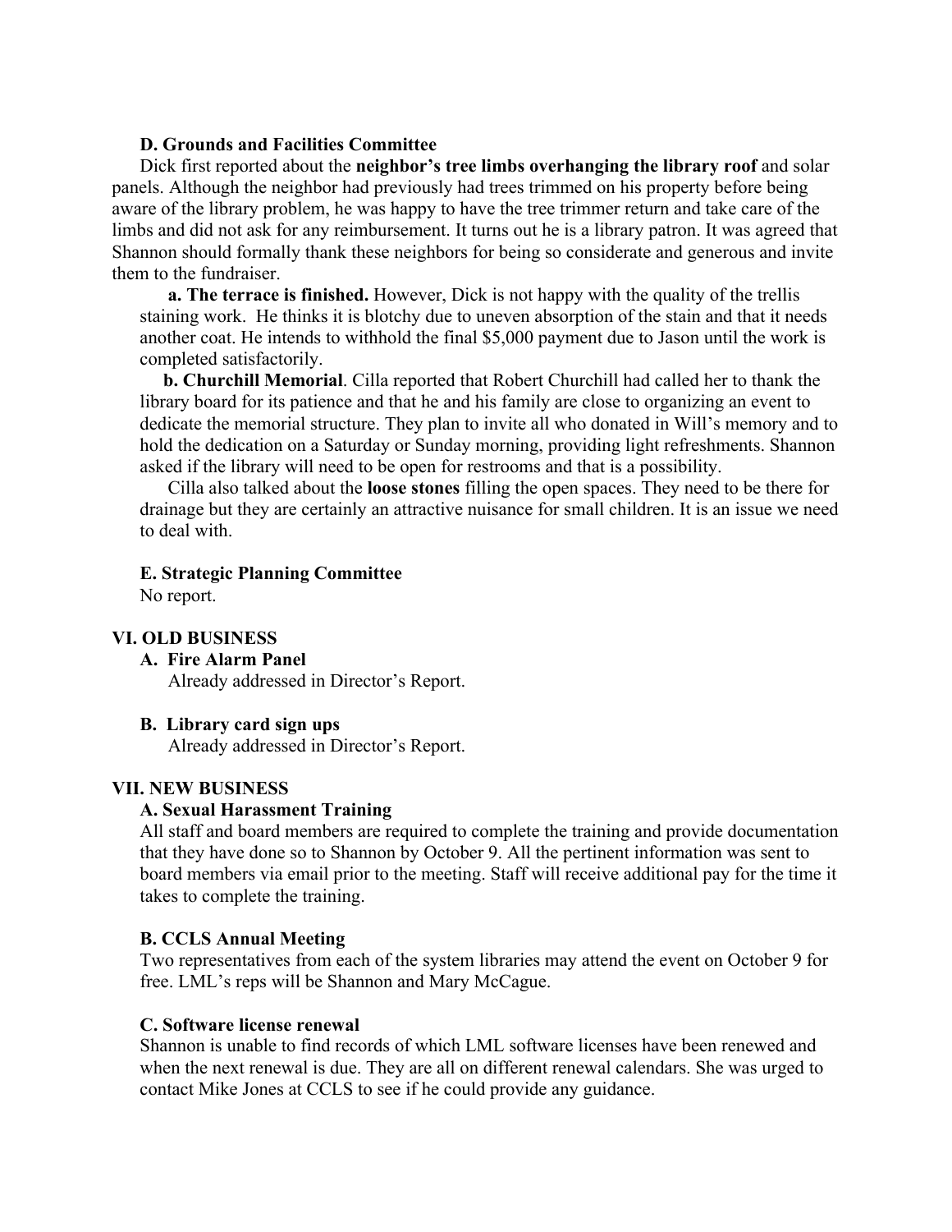**D. Grounds and Facilities Committee**

Dick first reported about the **neighbor's tree limbs overhanging the library roof** and solar panels. Although the neighbor had previously had trees trimmed on his property before being aware of the library problem, he was happy to have the tree trimmer return and take care of the limbs and did not ask for any reimbursement. It turns out he is a library patron. It was agreed that Shannon should formally thank these neighbors for being so considerate and generous and invite them to the fundraiser.

**a. The terrace is finished.** However, Dick is not happy with the quality of the trellis staining work. He thinks it is blotchy due to uneven absorption of the stain and that it needs another coat. He intends to withhold the final $5,000 payment due to Jason until the work is completed satisfactorily.

**b. Churchill Memorial**. Cilla reported that Robert Churchill had called her to thank the library board for its patience and that he and his family are close to organizing an event to dedicate the memorial structure. They plan to invite all who donated in Will's memory and to hold the dedication on a Saturday or Sunday morning, providing light refreshments. Shannon asked if the library will need to be open for restrooms and that is a possibility.

Cilla also talked about the **loose stones** filling the open spaces. They need to be there for drainage but they are certainly an attractive nuisance for small children. It is an issue we need to deal with.

**E. Strategic Planning Committee**

No report.

## VI. OLD BUSINESS

**A. Fire Alarm Panel**

Already addressed in Director's Report.

**B. Library card sign ups**

Already addressed in Director's Report.

## VII. NEW BUSINESS

**A. Sexual Harassment Training**

All staff and board members are required to complete the training and provide documentation that they have done so to Shannon by October 9. All the pertinent information was sent to board members via email prior to the meeting. Staff will receive additional pay for the time it takes to complete the training.

**B. CCLS Annual Meeting**

Two representatives from each of the system libraries may attend the event on October 9 for free. LML's reps will be Shannon and Mary McCague.

**C. Software license renewal**

Shannon is unable to find records of which LML software licenses have been renewed and when the next renewal is due. They are all on different renewal calendars. She was urged to contact Mike Jones at CCLS to see if he could provide any guidance.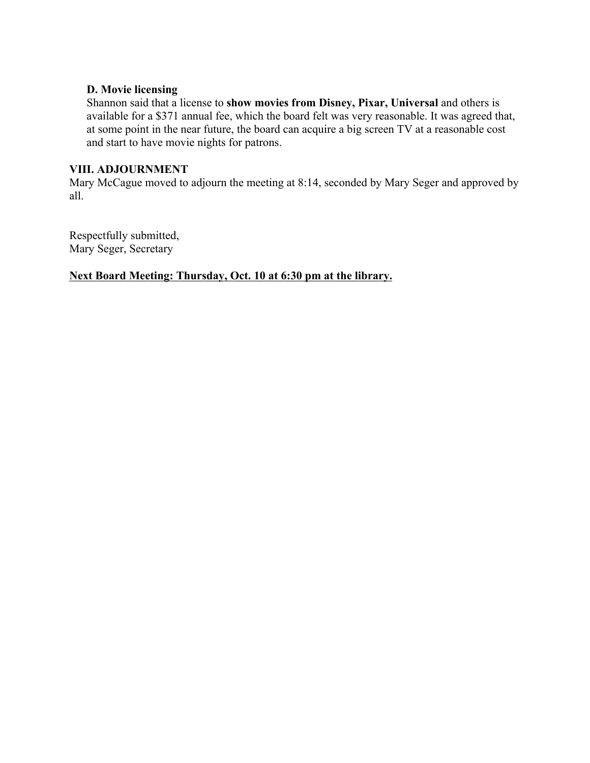### D. Movie licensing

Shannon said that a license to **show movies from Disney, Pixar, Universal** and others is available for a $371 annual fee, which the board felt was very reasonable. It was agreed that, at some point in the near future, the board can acquire a big screen TV at a reasonable cost and start to have movie nights for patrons.

## VIII. ADJOURNMENT

Mary McCague moved to adjourn the meeting at 8:14, seconded by Mary Seger and approved by all.

Respectfully submitted,
Mary Seger, Secretary

**Next Board Meeting: Thursday, Oct. 10 at 6:30 pm at the library.**